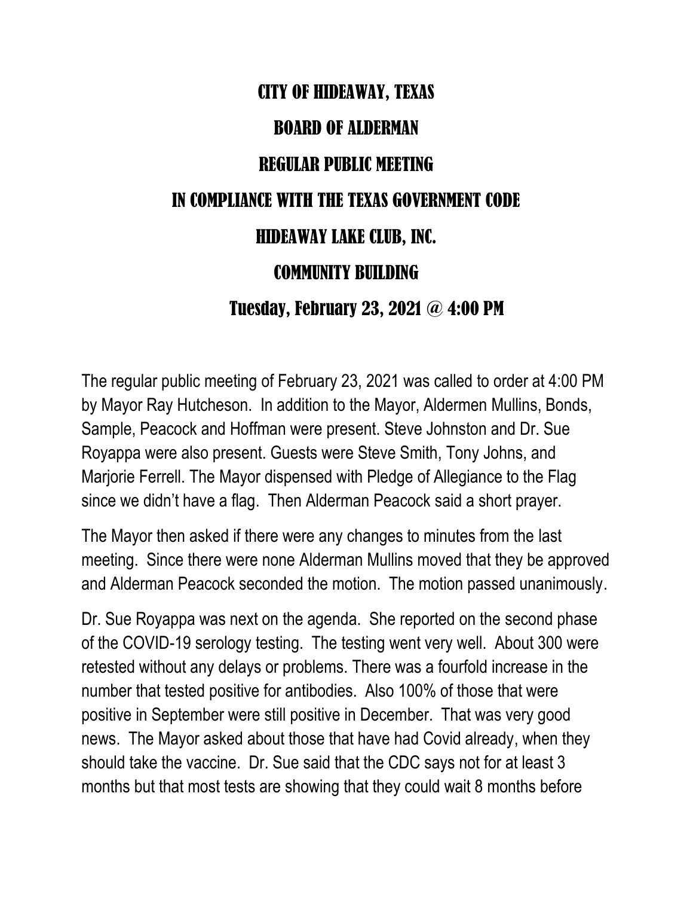# CITY OF HIDEAWAY, TEXAS

## BOARD OF ALDERMAN

## REGULAR PUBLIC MEETING

## IN COMPLIANCE WITH THE TEXAS GOVERNMENT CODE

## HIDEAWAY LAKE CLUB, INC.

## COMMUNITY BUILDING

## Tuesday, February 23, 2021 @ 4:00 PM

The regular public meeting of February 23, 2021 was called to order at 4:00 PM by Mayor Ray Hutcheson. In addition to the Mayor, Aldermen Mullins, Bonds, Sample, Peacock and Hoffman were present. Steve Johnston and Dr. Sue Royappa were also present. Guests were Steve Smith, Tony Johns, and Marjorie Ferrell. The Mayor dispensed with Pledge of Allegiance to the Flag since we didn't have a flag. Then Alderman Peacock said a short prayer.

The Mayor then asked if there were any changes to minutes from the last meeting. Since there were none Alderman Mullins moved that they be approved and Alderman Peacock seconded the motion. The motion passed unanimously.

Dr. Sue Royappa was next on the agenda. She reported on the second phase of the COVID-19 serology testing. The testing went very well. About 300 were retested without any delays or problems. There was a fourfold increase in the number that tested positive for antibodies. Also 100% of those that were positive in September were still positive in December. That was very good news. The Mayor asked about those that have had Covid already, when they should take the vaccine. Dr. Sue said that the CDC says not for at least 3 months but that most tests are showing that they could wait 8 months before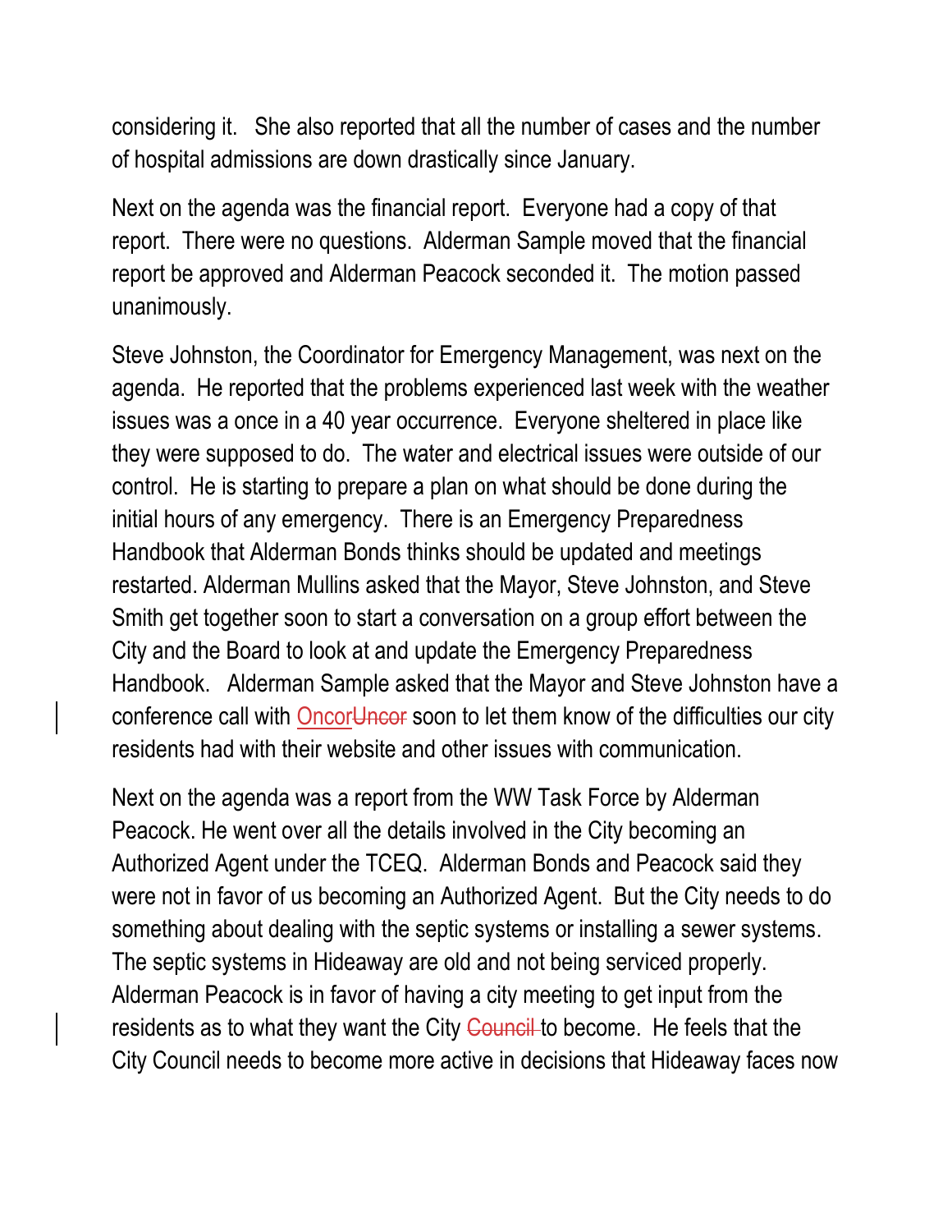considering it.  She also reported that all the number of cases and the number of hospital admissions are down drastically since January.

Next on the agenda was the financial report.  Everyone had a copy of that report.  There were no questions.  Alderman Sample moved that the financial report be approved and Alderman Peacock seconded it.  The motion passed unanimously.

Steve Johnston, the Coordinator for Emergency Management, was next on the agenda.  He reported that the problems experienced last week with the weather issues was a once in a 40 year occurrence.  Everyone sheltered in place like they were supposed to do.  The water and electrical issues were outside of our control.  He is starting to prepare a plan on what should be done during the initial hours of any emergency.  There is an Emergency Preparedness Handbook that Alderman Bonds thinks should be updated and meetings restarted. Alderman Mullins asked that the Mayor, Steve Johnston, and Steve Smith get together soon to start a conversation on a group effort between the City and the Board to look at and update the Emergency Preparedness Handbook.  Alderman Sample asked that the Mayor and Steve Johnston have a conference call with Oncor~~Uncor~~ soon to let them know of the difficulties our city residents had with their website and other issues with communication.

Next on the agenda was a report from the WW Task Force by Alderman Peacock. He went over all the details involved in the City becoming an Authorized Agent under the TCEQ.  Alderman Bonds and Peacock said they were not in favor of us becoming an Authorized Agent.  But the City needs to do something about dealing with the septic systems or installing a sewer systems. The septic systems in Hideaway are old and not being serviced properly. Alderman Peacock is in favor of having a city meeting to get input from the residents as to what they want the City ~~Council~~ to become.  He feels that the City Council needs to become more active in decisions that Hideaway faces now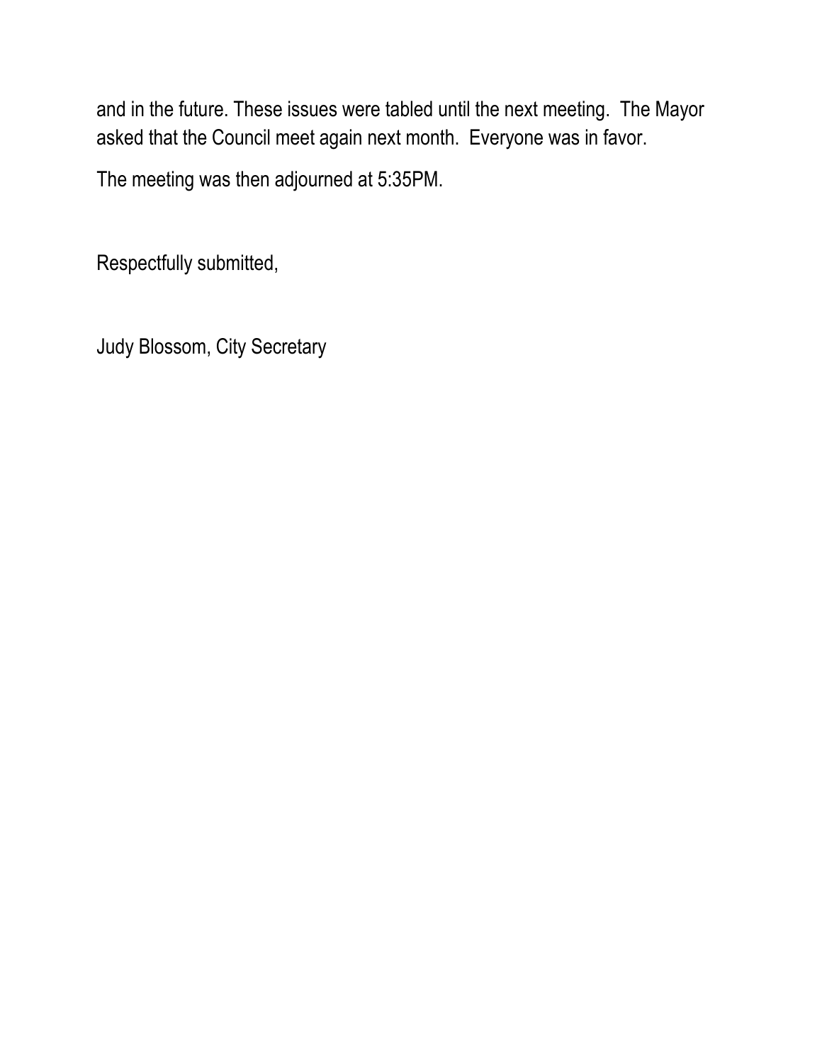and in the future. These issues were tabled until the next meeting. The Mayor asked that the Council meet again next month. Everyone was in favor.

The meeting was then adjourned at 5:35PM.

Respectfully submitted,

Judy Blossom, City Secretary